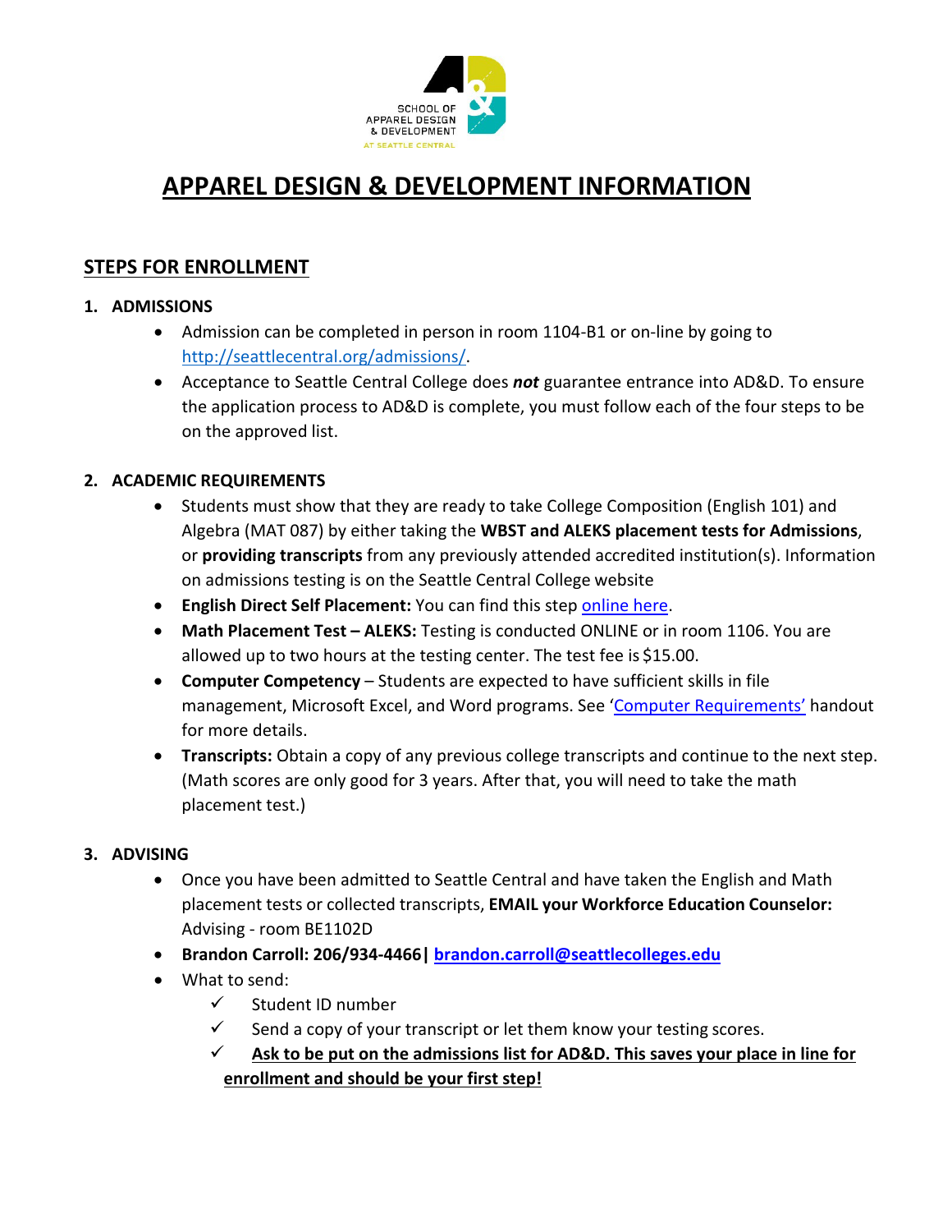SCHOOL OF APPAREL DESIGN & DEVELOPMENT AT SEATTLE CENTRAL

# APPAREL DESIGN & DEVELOPMENT INFORMATION

## STEPS FOR ENROLLMENT

### 1. ADMISSIONS

- Admission can be completed in person in room 1104-B1 or on-line by going to [http://seattlecentral.org/admissions/](http://seattlecentral.org/admissions/).
- Acceptance to Seattle Central College does ***not*** guarantee entrance into AD&D. To ensure the application process to AD&D is complete, you must follow each of the four steps to be on the approved list.

### 2. ACADEMIC REQUIREMENTS

- Students must show that they are ready to take College Composition (English 101) and Algebra (MAT 087) by either taking the **WBST and ALEKS placement tests for Admissions**, or **providing transcripts** from any previously attended accredited institution(s). Information on admissions testing is on the Seattle Central College website
- **English Direct Self Placement:** You can find this step online here.
- **Math Placement Test – ALEKS:** Testing is conducted ONLINE or in room 1106. You are allowed up to two hours at the testing center. The test fee is $15.00.
- **Computer Competency** – Students are expected to have sufficient skills in file management, Microsoft Excel, and Word programs. See 'Computer Requirements' handout for more details.
- **Transcripts:** Obtain a copy of any previous college transcripts and continue to the next step. (Math scores are only good for 3 years. After that, you will need to take the math placement test.)

### 3. ADVISING

- Once you have been admitted to Seattle Central and have taken the English and Math placement tests or collected transcripts, **EMAIL your Workforce Education Counselor:** Advising - room BE1102D
- **Brandon Carroll: 206/934-4466| [brandon.carroll@seattlecolleges.edu](mailto:brandon.carroll@seattlecolleges.edu)**
- What to send:
  - ✓ Student ID number
  - ✓ Send a copy of your transcript or let them know your testing scores.
  - ✓ **Ask to be put on the admissions list for AD&D. This saves your place in line for enrollment and should be your first step!**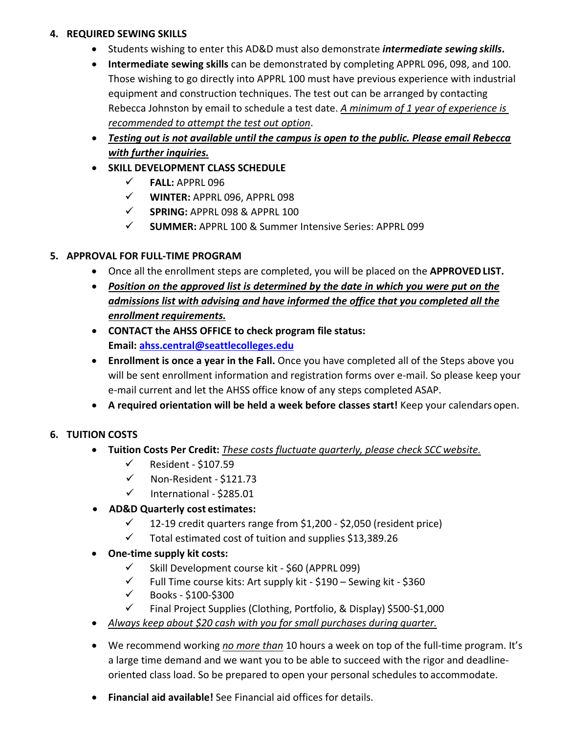## 4. REQUIRED SEWING SKILLS

- Students wishing to enter this AD&D must also demonstrate ***intermediate sewing skills*.**
- **Intermediate sewing skills** can be demonstrated by completing APPRL 096, 098, and 100. Those wishing to go directly into APPRL 100 must have previous experience with industrial equipment and construction techniques. The test out can be arranged by contacting Rebecca Johnston by email to schedule a test date. *A minimum of 1 year of experience is recommended to attempt the test out option*.
- ***Testing out is not available until the campus is open to the public. Please email Rebecca with further inquiries.***
- **SKILL DEVELOPMENT CLASS SCHEDULE**
  - ✓ **FALL:** APPRL 096
  - ✓ **WINTER:** APPRL 096, APPRL 098
  - ✓ **SPRING:** APPRL 098 & APPRL 100
  - ✓ **SUMMER:** APPRL 100 & Summer Intensive Series: APPRL 099

## 5. APPROVAL FOR FULL-TIME PROGRAM

- Once all the enrollment steps are completed, you will be placed on the **APPROVED LIST.**
- ***Position on the approved list is determined by the date in which you were put on the admissions list with advising and have informed the office that you completed all the enrollment requirements.***
- **CONTACT the AHSS OFFICE to check program file status:**
  **Email: ahss.central@seattlecolleges.edu**
- **Enrollment is once a year in the Fall.** Once you have completed all of the Steps above you will be sent enrollment information and registration forms over e-mail. So please keep your e-mail current and let the AHSS office know of any steps completed ASAP.
- **A required orientation will be held a week before classes start!** Keep your calendars open.

## 6. TUITION COSTS

- **Tuition Costs Per Credit:** *These costs fluctuate quarterly, please check SCC website.*
  - ✓ Resident - $107.59
  - ✓ Non-Resident - $121.73
  - ✓ International - $285.01
- **AD&D Quarterly cost estimates:**
  - ✓ 12-19 credit quarters range from $1,200 - $2,050 (resident price)
  - ✓ Total estimated cost of tuition and supplies $13,389.26
- **One-time supply kit costs:**
  - ✓ Skill Development course kit - $60 (APPRL 099)
  - ✓ Full Time course kits: Art supply kit - $190 – Sewing kit - $360
  - ✓ Books - $100-$300
  - ✓ Final Project Supplies (Clothing, Portfolio, & Display) $500-$1,000
- *Always keep about $20 cash with you for small purchases during quarter.*
- We recommend working *no more than* 10 hours a week on top of the full-time program. It's a large time demand and we want you to be able to succeed with the rigor and deadline-oriented class load. So be prepared to open your personal schedules to accommodate.
- **Financial aid available!** See Financial aid offices for details.